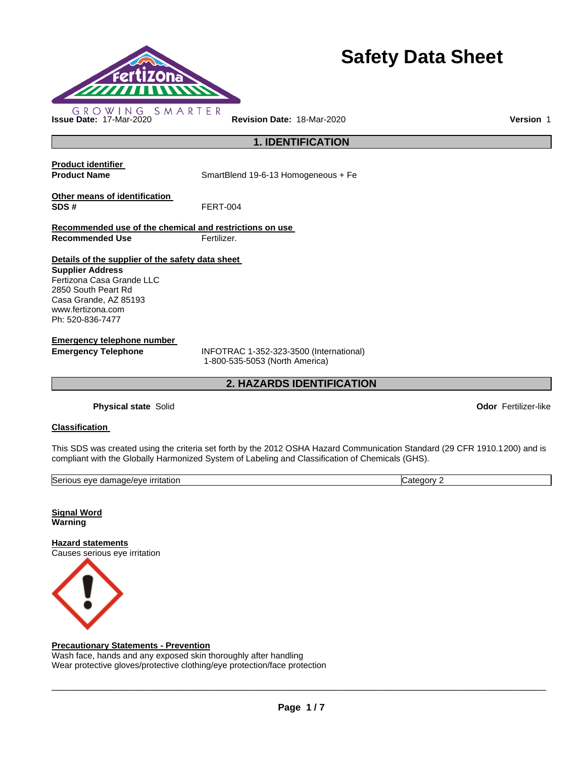# Safety Data Sheet

GROWING SMARTER

**Issue Date:** 17-Mar-2020 **Revision Date:** 18-Mar-2020 **Version** 1

## 1. IDENTIFICATION

**Product identifier**

**Product Name** SmartBlend 19-6-13 Homogeneous + Fe

**Other means of identification**

**SDS #** FERT-004

**Recommended use of the chemical and restrictions on use**

**Recommended Use** Fertilizer.

**Details of the supplier of the safety data sheet**

**Supplier Address**
Fertizona Casa Grande LLC
2850 South Peart Rd
Casa Grande, AZ 85193
www.fertizona.com
Ph: 520-836-7477

**Emergency telephone number**

**Emergency Telephone** INFOTRAC 1-352-323-3500 (International)
1-800-535-5053 (North America)

## 2. HAZARDS IDENTIFICATION

**Physical state** Solid **Odor** Fertilizer-like

**Classification**

This SDS was created using the criteria set forth by the 2012 OSHA Hazard Communication Standard (29 CFR 1910.1200) and is compliant with the Globally Harmonized System of Labeling and Classification of Chemicals (GHS).

| Serious eye damage/eye irritation | Category 2 |
|---|---|

**Signal Word**
**Warning**

**Hazard statements**
Causes serious eye irritation

**Precautionary Statements - Prevention**
Wash face, hands and any exposed skin thoroughly after handling
Wear protective gloves/protective clothing/eye protection/face protection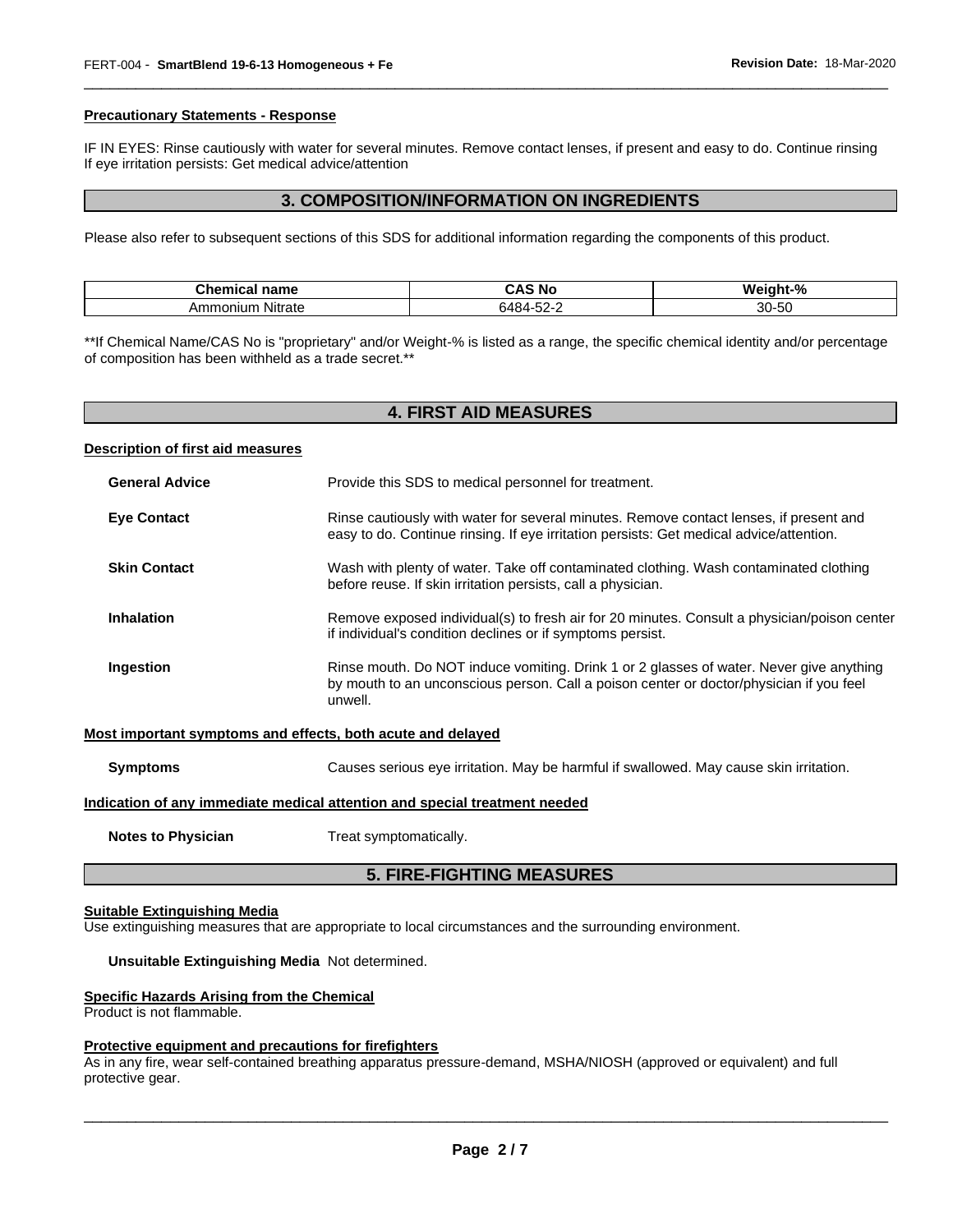#### Precautionary Statements - Response

IF IN EYES: Rinse cautiously with water for several minutes. Remove contact lenses, if present and easy to do. Continue rinsing
If eye irritation persists: Get medical advice/attention

## 3. COMPOSITION/INFORMATION ON INGREDIENTS

Please also refer to subsequent sections of this SDS for additional information regarding the components of this product.

| Chemical name | CAS No | Weight-% |
| --- | --- | --- |
| Ammonium Nitrate | 6484-52-2 | 30-50 |

**If Chemical Name/CAS No is "proprietary" and/or Weight-% is listed as a range, the specific chemical identity and/or percentage of composition has been withheld as a trade secret.**

## 4. FIRST AID MEASURES

#### Description of first aid measures

**General Advice** Provide this SDS to medical personnel for treatment.

**Eye Contact** Rinse cautiously with water for several minutes. Remove contact lenses, if present and easy to do. Continue rinsing. If eye irritation persists: Get medical advice/attention.

**Skin Contact** Wash with plenty of water. Take off contaminated clothing. Wash contaminated clothing before reuse. If skin irritation persists, call a physician.

**Inhalation** Remove exposed individual(s) to fresh air for 20 minutes. Consult a physician/poison center if individual's condition declines or if symptoms persist.

**Ingestion** Rinse mouth. Do NOT induce vomiting. Drink 1 or 2 glasses of water. Never give anything by mouth to an unconscious person. Call a poison center or doctor/physician if you feel unwell.

#### Most important symptoms and effects, both acute and delayed

**Symptoms** Causes serious eye irritation. May be harmful if swallowed. May cause skin irritation.

#### Indication of any immediate medical attention and special treatment needed

**Notes to Physician** Treat symptomatically.

## 5. FIRE-FIGHTING MEASURES

#### Suitable Extinguishing Media

Use extinguishing measures that are appropriate to local circumstances and the surrounding environment.

**Unsuitable Extinguishing Media** Not determined.

#### Specific Hazards Arising from the Chemical

Product is not flammable.

#### Protective equipment and precautions for firefighters

As in any fire, wear self-contained breathing apparatus pressure-demand, MSHA/NIOSH (approved or equivalent) and full protective gear.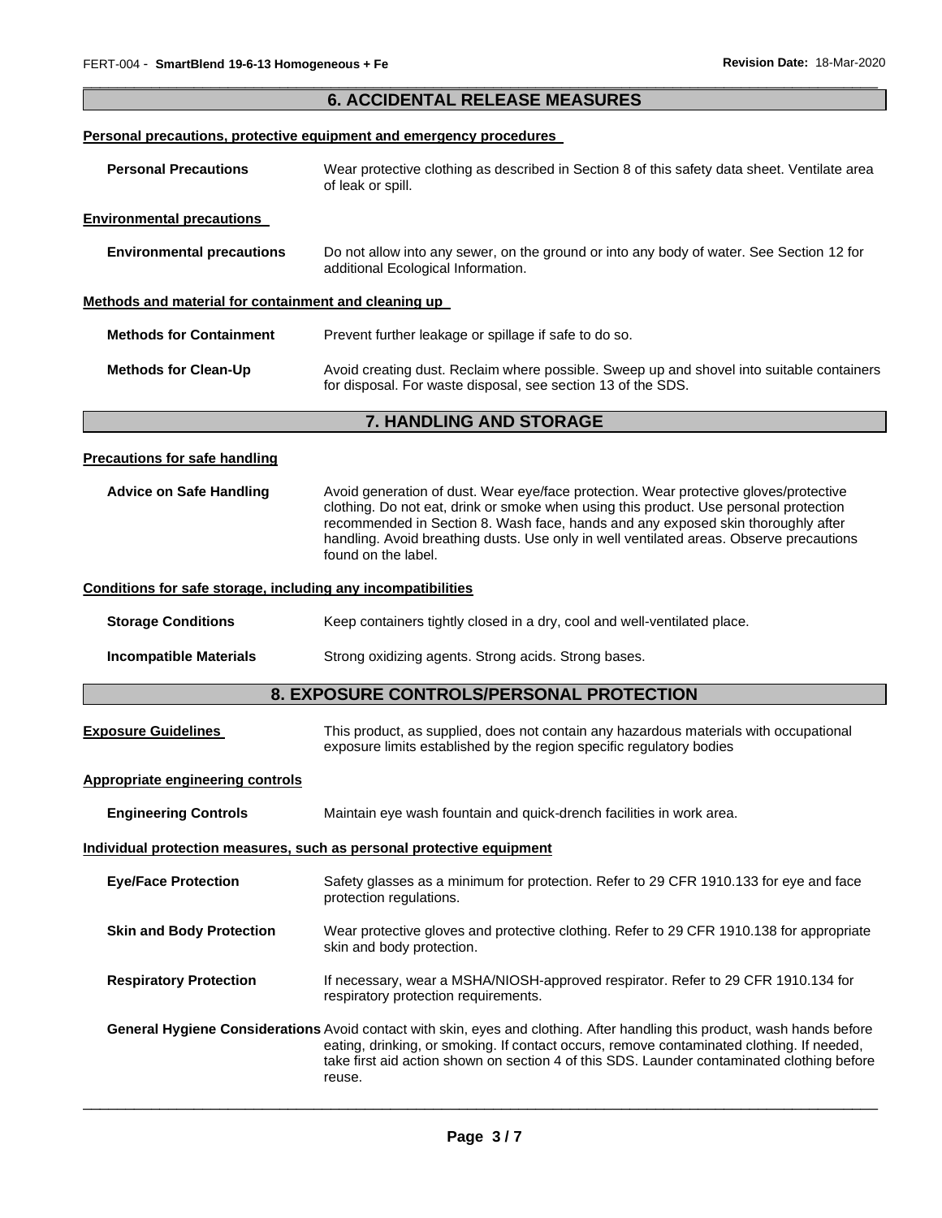## 6. ACCIDENTAL RELEASE MEASURES

**Personal precautions, protective equipment and emergency procedures**

**Personal Precautions** Wear protective clothing as described in Section 8 of this safety data sheet. Ventilate area of leak or spill.

**Environmental precautions**

**Environmental precautions** Do not allow into any sewer, on the ground or into any body of water. See Section 12 for additional Ecological Information.

**Methods and material for containment and cleaning up**

**Methods for Containment** Prevent further leakage or spillage if safe to do so.

**Methods for Clean-Up** Avoid creating dust. Reclaim where possible. Sweep up and shovel into suitable containers for disposal. For waste disposal, see section 13 of the SDS.

## 7. HANDLING AND STORAGE

**Precautions for safe handling**

**Advice on Safe Handling** Avoid generation of dust. Wear eye/face protection. Wear protective gloves/protective clothing. Do not eat, drink or smoke when using this product. Use personal protection recommended in Section 8. Wash face, hands and any exposed skin thoroughly after handling. Avoid breathing dusts. Use only in well ventilated areas. Observe precautions found on the label.

**Conditions for safe storage, including any incompatibilities**

**Storage Conditions** Keep containers tightly closed in a dry, cool and well-ventilated place.

**Incompatible Materials** Strong oxidizing agents. Strong acids. Strong bases.

## 8. EXPOSURE CONTROLS/PERSONAL PROTECTION

**Exposure Guidelines** This product, as supplied, does not contain any hazardous materials with occupational exposure limits established by the region specific regulatory bodies

**Appropriate engineering controls**

**Engineering Controls** Maintain eye wash fountain and quick-drench facilities in work area.

**Individual protection measures, such as personal protective equipment**

**Eye/Face Protection** Safety glasses as a minimum for protection. Refer to 29 CFR 1910.133 for eye and face protection regulations.

**Skin and Body Protection** Wear protective gloves and protective clothing. Refer to 29 CFR 1910.138 for appropriate skin and body protection.

**Respiratory Protection** If necessary, wear a MSHA/NIOSH-approved respirator. Refer to 29 CFR 1910.134 for respiratory protection requirements.

**General Hygiene Considerations** Avoid contact with skin, eyes and clothing. After handling this product, wash hands before eating, drinking, or smoking. If contact occurs, remove contaminated clothing. If needed, take first aid action shown on section 4 of this SDS. Launder contaminated clothing before reuse.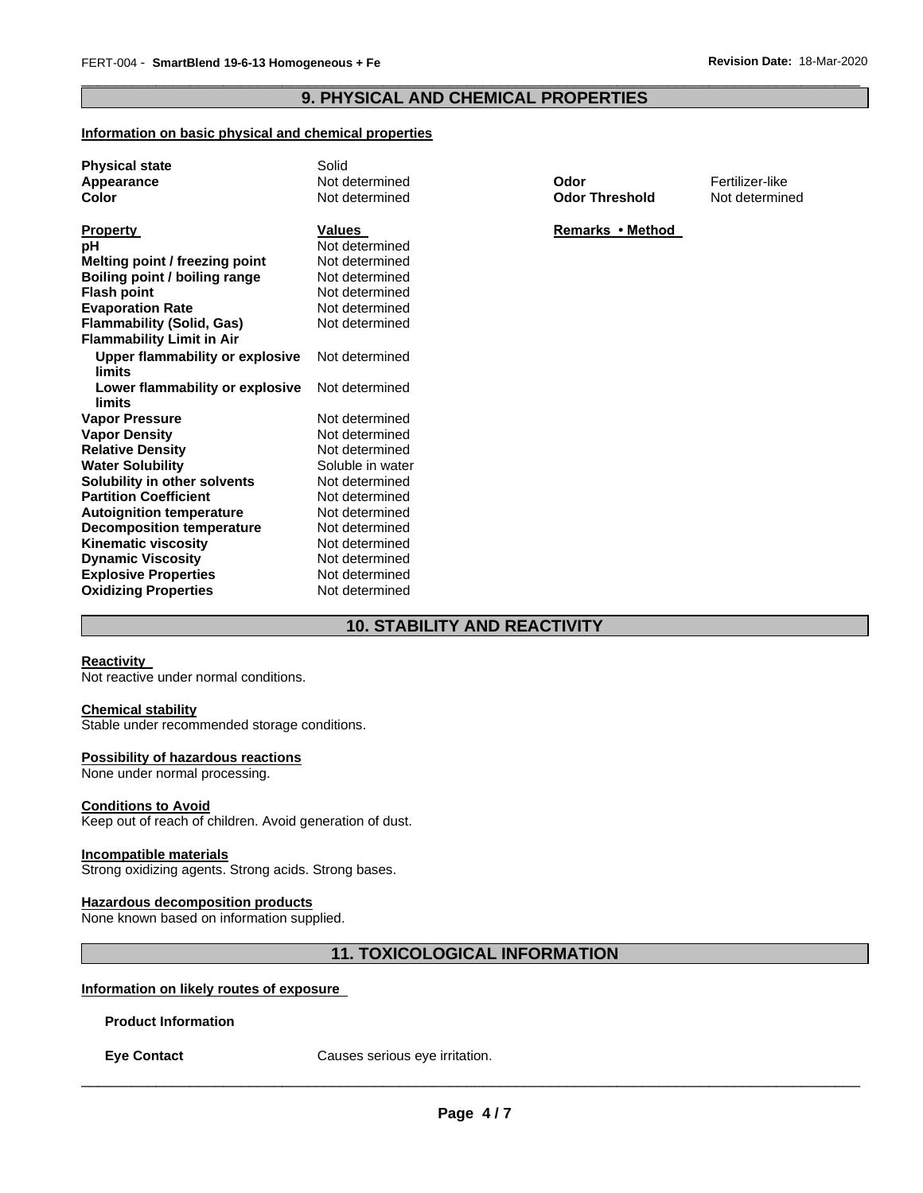## 9. PHYSICAL AND CHEMICAL PROPERTIES

**Information on basic physical and chemical properties**

| | | | |
|---|---|---|---|
| **Physical state** | Solid | | |
| **Appearance** | Not determined | **Odor** | Fertilizer-like |
| **Color** | Not determined | **Odor Threshold** | Not determined |

| **Property** | **Values** | **Remarks • Method** |
|---|---|---|
| **pH** | Not determined | |
| **Melting point / freezing point** | Not determined | |
| **Boiling point / boiling range** | Not determined | |
| **Flash point** | Not determined | |
| **Evaporation Rate** | Not determined | |
| **Flammability (Solid, Gas)** | Not determined | |
| **Flammability Limit in Air** | | |
| **Upper flammability or explosive limits** | Not determined | |
| **Lower flammability or explosive limits** | Not determined | |
| **Vapor Pressure** | Not determined | |
| **Vapor Density** | Not determined | |
| **Relative Density** | Not determined | |
| **Water Solubility** | Soluble in water | |
| **Solubility in other solvents** | Not determined | |
| **Partition Coefficient** | Not determined | |
| **Autoignition temperature** | Not determined | |
| **Decomposition temperature** | Not determined | |
| **Kinematic viscosity** | Not determined | |
| **Dynamic Viscosity** | Not determined | |
| **Explosive Properties** | Not determined | |
| **Oxidizing Properties** | Not determined | |

## 10. STABILITY AND REACTIVITY

**Reactivity**
Not reactive under normal conditions.

**Chemical stability**
Stable under recommended storage conditions.

**Possibility of hazardous reactions**
None under normal processing.

**Conditions to Avoid**
Keep out of reach of children. Avoid generation of dust.

**Incompatible materials**
Strong oxidizing agents. Strong acids. Strong bases.

**Hazardous decomposition products**
None known based on information supplied.

## 11. TOXICOLOGICAL INFORMATION

**Information on likely routes of exposure**

**Product Information**

**Eye Contact** Causes serious eye irritation.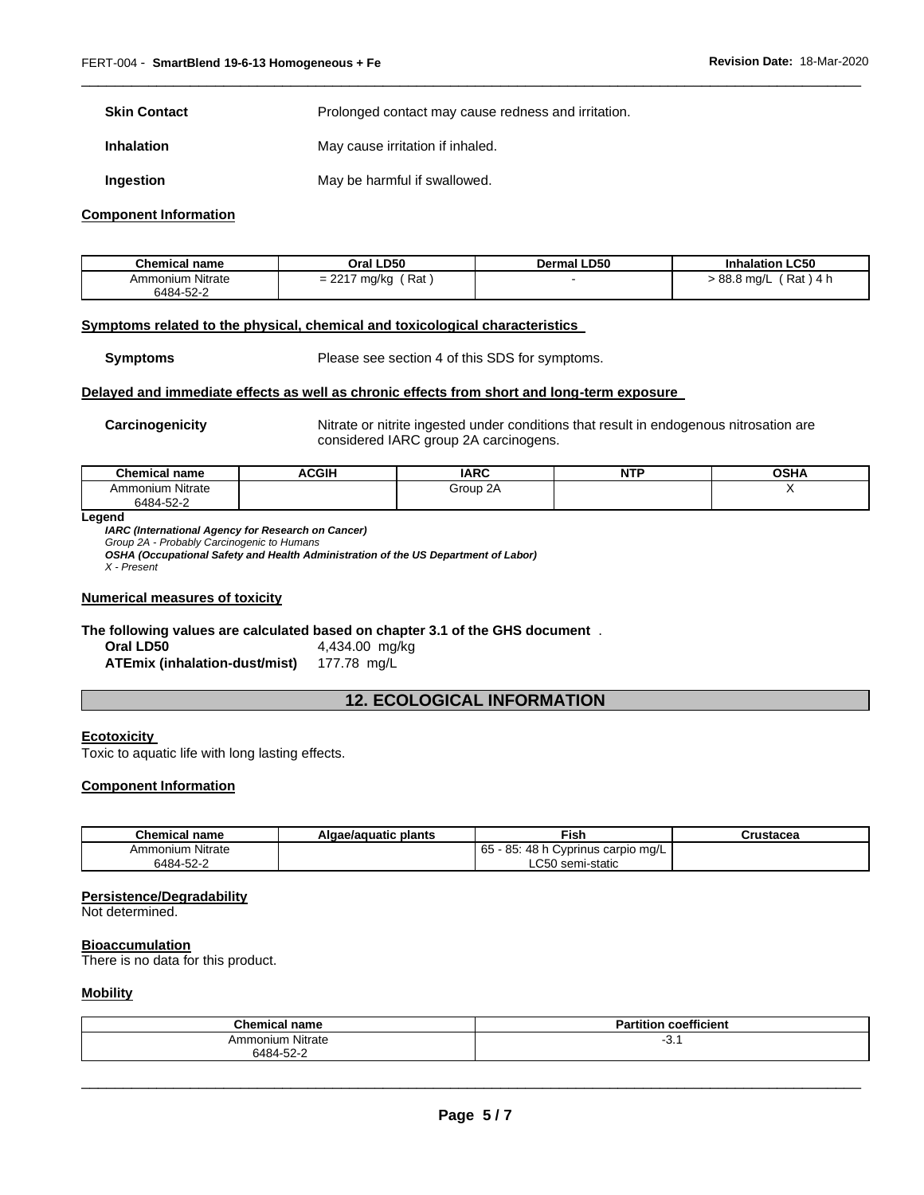**Skin Contact** Prolonged contact may cause redness and irritation.

**Inhalation** May cause irritation if inhaled.

**Ingestion** May be harmful if swallowed.

**Component Information**

| Chemical name | Oral LD50 | Dermal LD50 | Inhalation LC50 |
|---|---|---|---|
| Ammonium Nitrate 6484-52-2 | = 2217 mg/kg ( Rat ) | - | > 88.8 mg/L ( Rat ) 4 h |

**Symptoms related to the physical, chemical and toxicological characteristics**

**Symptoms** Please see section 4 of this SDS for symptoms.

**Delayed and immediate effects as well as chronic effects from short and long-term exposure**

**Carcinogenicity** Nitrate or nitrite ingested under conditions that result in endogenous nitrosation are considered IARC group 2A carcinogens.

| Chemical name | ACGIH | IARC | NTP | OSHA |
|---|---|---|---|---|
| Ammonium Nitrate 6484-52-2 | | Group 2A | | X |

**Legend**

***IARC (International Agency for Research on Cancer)***
*Group 2A - Probably Carcinogenic to Humans*
***OSHA (Occupational Safety and Health Administration of the US Department of Labor)***
*X - Present*

**Numerical measures of toxicity**

**The following values are calculated based on chapter 3.1 of the GHS document** .

**Oral LD50** 4,434.00 mg/kg
**ATEmix (inhalation-dust/mist)** 177.78 mg/L

## 12. ECOLOGICAL INFORMATION

**Ecotoxicity**

Toxic to aquatic life with long lasting effects.

**Component Information**

| Chemical name | Algae/aquatic plants | Fish | Crustacea |
|---|---|---|---|
| Ammonium Nitrate 6484-52-2 | | 65 - 85: 48 h Cyprinus carpio mg/L LC50 semi-static | |

**Persistence/Degradability**

Not determined.

**Bioaccumulation**

There is no data for this product.

**Mobility**

| Chemical name | Partition coefficient |
|---|---|
| Ammonium Nitrate 6484-52-2 | -3.1 |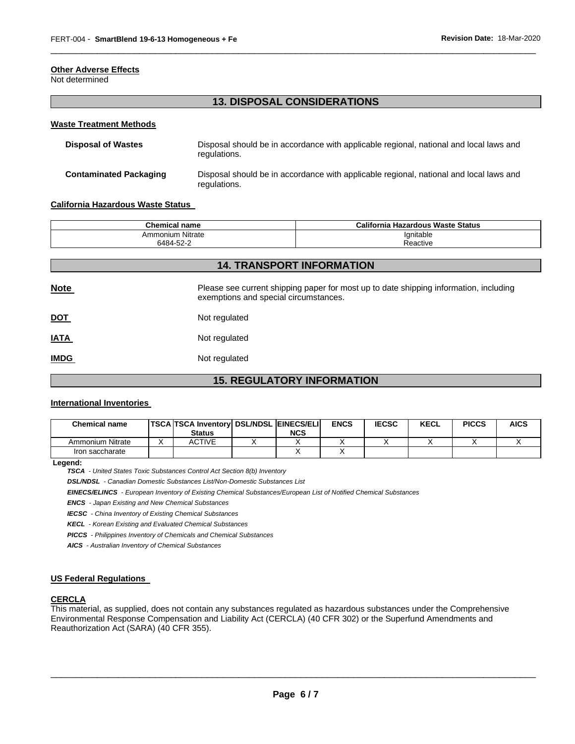**Other Adverse Effects**
Not determined

## 13. DISPOSAL CONSIDERATIONS

**Waste Treatment Methods**

**Disposal of Wastes** — Disposal should be in accordance with applicable regional, national and local laws and regulations.

**Contaminated Packaging** — Disposal should be in accordance with applicable regional, national and local laws and regulations.

**California Hazardous Waste Status**

| Chemical name | California Hazardous Waste Status |
|---|---|
| Ammonium Nitrate<br>6484-52-2 | Ignitable<br>Reactive |

## 14. TRANSPORT INFORMATION

**Note** — Please see current shipping paper for most up to date shipping information, including exemptions and special circumstances.

**DOT** — Not regulated

**IATA** — Not regulated

**IMDG** — Not regulated

## 15. REGULATORY INFORMATION

**International Inventories**

| Chemical name | TSCA | TSCA Inventory Status | DSL/NDSL | EINECS/ELINCS | ENCS | IECSC | KECL | PICCS | AICS |
|---|---|---|---|---|---|---|---|---|---|
| Ammonium Nitrate | X | ACTIVE | X | X | X | X | X | X | X |
| Iron saccharate | | | | X | X | | | | |

**Legend:**

***TSCA*** *- United States Toxic Substances Control Act Section 8(b) Inventory*

***DSL/NDSL*** *- Canadian Domestic Substances List/Non-Domestic Substances List*

***EINECS/ELINCS*** *- European Inventory of Existing Chemical Substances/European List of Notified Chemical Substances*

***ENCS*** *- Japan Existing and New Chemical Substances*

***IECSC*** *- China Inventory of Existing Chemical Substances*

***KECL*** *- Korean Existing and Evaluated Chemical Substances*

***PICCS*** *- Philippines Inventory of Chemicals and Chemical Substances*

***AICS*** *- Australian Inventory of Chemical Substances*

**US Federal Regulations**

**CERCLA**
This material, as supplied, does not contain any substances regulated as hazardous substances under the Comprehensive Environmental Response Compensation and Liability Act (CERCLA) (40 CFR 302) or the Superfund Amendments and Reauthorization Act (SARA) (40 CFR 355).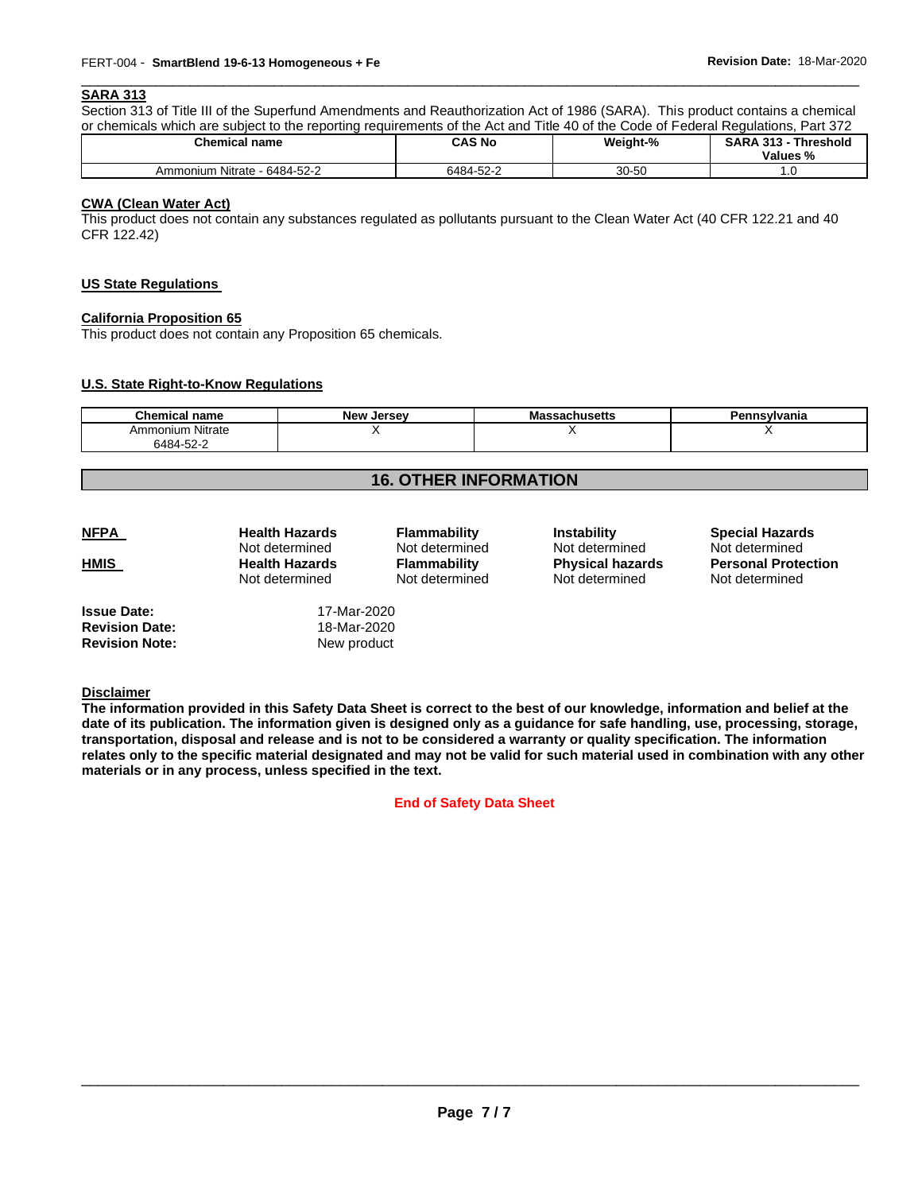#### SARA 313

Section 313 of Title III of the Superfund Amendments and Reauthorization Act of 1986 (SARA). This product contains a chemical or chemicals which are subject to the reporting requirements of the Act and Title 40 of the Code of Federal Regulations, Part 372

| Chemical name | CAS No | Weight-% | SARA 313 - Threshold Values % |
|---|---|---|---|
| Ammonium Nitrate - 6484-52-2 | 6484-52-2 | 30-50 | 1.0 |

#### CWA (Clean Water Act)

This product does not contain any substances regulated as pollutants pursuant to the Clean Water Act (40 CFR 122.21 and 40 CFR 122.42)

#### US State Regulations

#### California Proposition 65

This product does not contain any Proposition 65 chemicals.

#### U.S. State Right-to-Know Regulations

| Chemical name | New Jersey | Massachusetts | Pennsylvania |
|---|---|---|---|
| Ammonium Nitrate 6484-52-2 | X | X | X |

## 16. OTHER INFORMATION

| | | | | |
|---|---|---|---|---|
| **NFPA** | **Health Hazards** Not determined | **Flammability** Not determined | **Instability** Not determined | **Special Hazards** Not determined |
| **HMIS** | **Health Hazards** Not determined | **Flammability** Not determined | **Physical hazards** Not determined | **Personal Protection** Not determined |

**Issue Date:** 17-Mar-2020
**Revision Date:** 18-Mar-2020
**Revision Note:** New product

#### Disclaimer

**The information provided in this Safety Data Sheet is correct to the best of our knowledge, information and belief at the date of its publication. The information given is designed only as a guidance for safe handling, use, processing, storage, transportation, disposal and release and is not to be considered a warranty or quality specification. The information relates only to the specific material designated and may not be valid for such material used in combination with any other materials or in any process, unless specified in the text.**

**End of Safety Data Sheet**